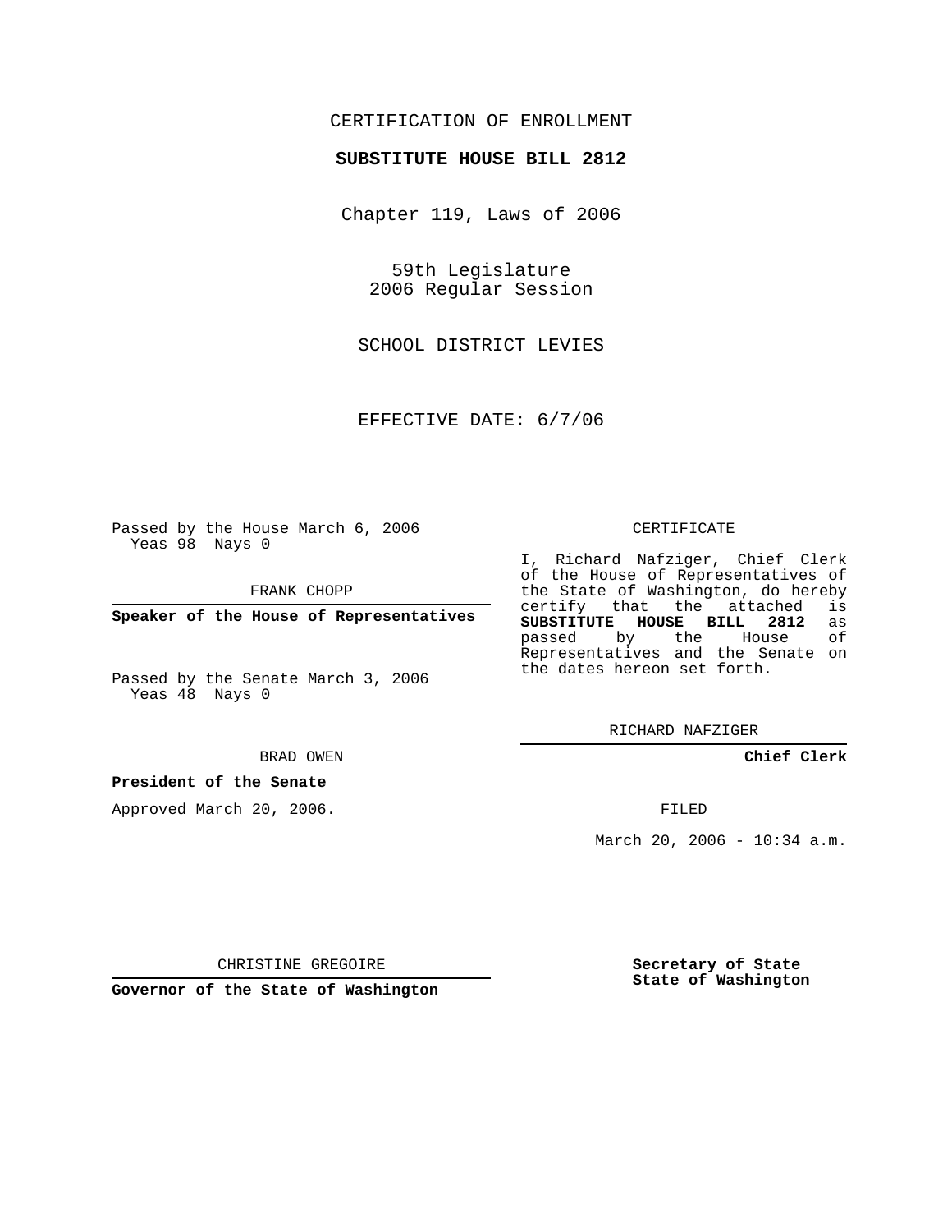CERTIFICATION OF ENROLLMENT

**SUBSTITUTE HOUSE BILL 2812**

Chapter 119, Laws of 2006

59th Legislature
2006 Regular Session

SCHOOL DISTRICT LEVIES

EFFECTIVE DATE: 6/7/06

Passed by the House March 6, 2006
Yeas 98 Nays 0

FRANK CHOPP

**Speaker of the House of Representatives**

Passed by the Senate March 3, 2006
Yeas 48 Nays 0

BRAD OWEN

**President of the Senate**

Approved March 20, 2006.

CHRISTINE GREGOIRE

**Governor of the State of Washington**

CERTIFICATE

I, Richard Nafziger, Chief Clerk of the House of Representatives of the State of Washington, do hereby certify that the attached is **SUBSTITUTE HOUSE BILL 2812** as passed by the House of Representatives and the Senate on the dates hereon set forth.

RICHARD NAFZIGER

**Chief Clerk**

FILED

March 20, 2006 - 10:34 a.m.

**Secretary of State**
**State of Washington**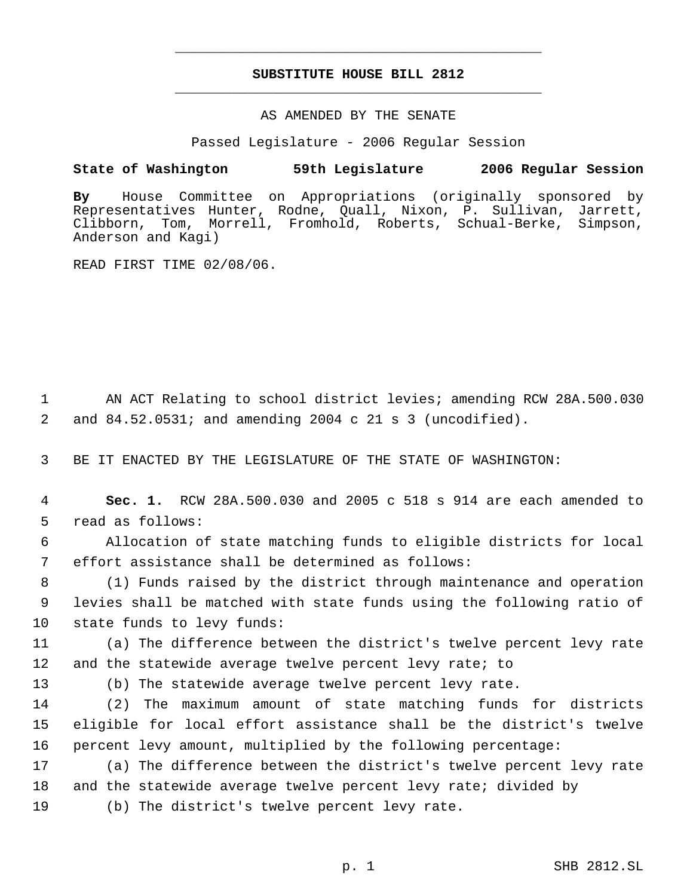# SUBSTITUTE HOUSE BILL 2812

AS AMENDED BY THE SENATE

Passed Legislature - 2006 Regular Session

**State of Washington 59th Legislature 2006 Regular Session**

**By** House Committee on Appropriations (originally sponsored by Representatives Hunter, Rodne, Quall, Nixon, P. Sullivan, Jarrett, Clibborn, Tom, Morrell, Fromhold, Roberts, Schual-Berke, Simpson, Anderson and Kagi)

READ FIRST TIME 02/08/06.

AN ACT Relating to school district levies; amending RCW 28A.500.030 and 84.52.0531; and amending 2004 c 21 s 3 (uncodified).

BE IT ENACTED BY THE LEGISLATURE OF THE STATE OF WASHINGTON:

**Sec. 1.** RCW 28A.500.030 and 2005 c 518 s 914 are each amended to read as follows:

Allocation of state matching funds to eligible districts for local effort assistance shall be determined as follows:

(1) Funds raised by the district through maintenance and operation levies shall be matched with state funds using the following ratio of state funds to levy funds:

(a) The difference between the district's twelve percent levy rate and the statewide average twelve percent levy rate; to

(b) The statewide average twelve percent levy rate.

(2) The maximum amount of state matching funds for districts eligible for local effort assistance shall be the district's twelve percent levy amount, multiplied by the following percentage:

(a) The difference between the district's twelve percent levy rate and the statewide average twelve percent levy rate; divided by

(b) The district's twelve percent levy rate.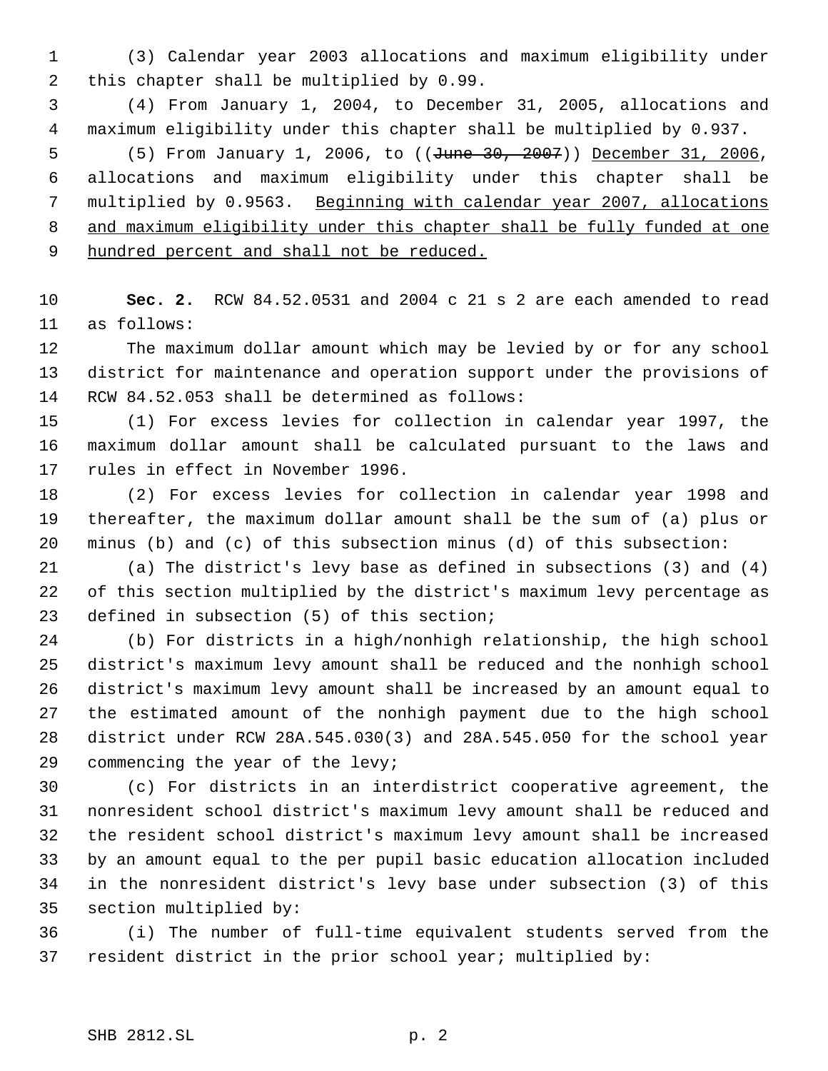(3) Calendar year 2003 allocations and maximum eligibility under this chapter shall be multiplied by 0.99.

(4) From January 1, 2004, to December 31, 2005, allocations and maximum eligibility under this chapter shall be multiplied by 0.937.

(5) From January 1, 2006, to ((~~June 30, 2007~~)) <u>December 31, 2006</u>, allocations and maximum eligibility under this chapter shall be multiplied by 0.9563. <u>Beginning with calendar year 2007, allocations and maximum eligibility under this chapter shall be fully funded at one hundred percent and shall not be reduced.</u>

**Sec. 2.** RCW 84.52.0531 and 2004 c 21 s 2 are each amended to read as follows:

The maximum dollar amount which may be levied by or for any school district for maintenance and operation support under the provisions of RCW 84.52.053 shall be determined as follows:

(1) For excess levies for collection in calendar year 1997, the maximum dollar amount shall be calculated pursuant to the laws and rules in effect in November 1996.

(2) For excess levies for collection in calendar year 1998 and thereafter, the maximum dollar amount shall be the sum of (a) plus or minus (b) and (c) of this subsection minus (d) of this subsection:

(a) The district's levy base as defined in subsections (3) and (4) of this section multiplied by the district's maximum levy percentage as defined in subsection (5) of this section;

(b) For districts in a high/nonhigh relationship, the high school district's maximum levy amount shall be reduced and the nonhigh school district's maximum levy amount shall be increased by an amount equal to the estimated amount of the nonhigh payment due to the high school district under RCW 28A.545.030(3) and 28A.545.050 for the school year commencing the year of the levy;

(c) For districts in an interdistrict cooperative agreement, the nonresident school district's maximum levy amount shall be reduced and the resident school district's maximum levy amount shall be increased by an amount equal to the per pupil basic education allocation included in the nonresident district's levy base under subsection (3) of this section multiplied by:

(i) The number of full-time equivalent students served from the resident district in the prior school year; multiplied by: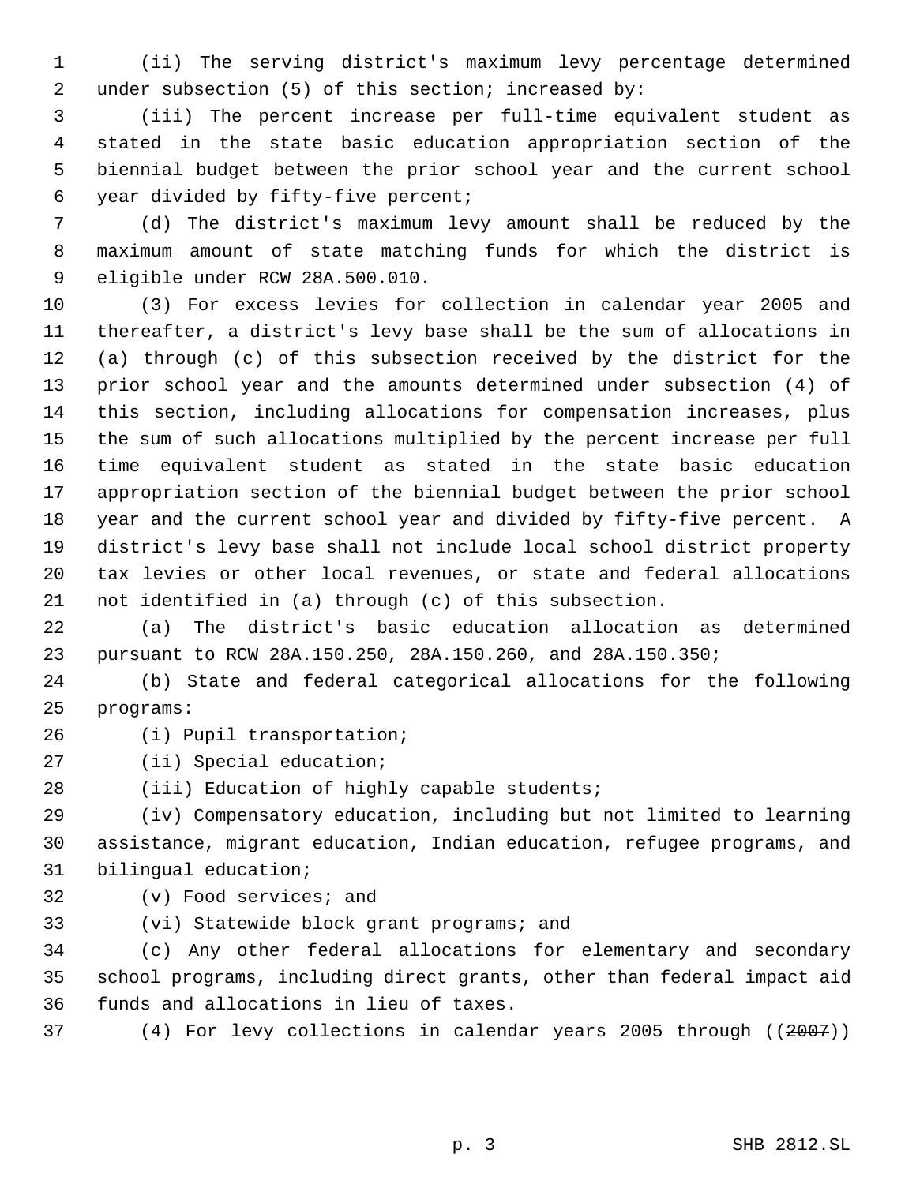(ii) The serving district's maximum levy percentage determined under subsection (5) of this section; increased by:

(iii) The percent increase per full-time equivalent student as stated in the state basic education appropriation section of the biennial budget between the prior school year and the current school year divided by fifty-five percent;

(d) The district's maximum levy amount shall be reduced by the maximum amount of state matching funds for which the district is eligible under RCW 28A.500.010.

(3) For excess levies for collection in calendar year 2005 and thereafter, a district's levy base shall be the sum of allocations in (a) through (c) of this subsection received by the district for the prior school year and the amounts determined under subsection (4) of this section, including allocations for compensation increases, plus the sum of such allocations multiplied by the percent increase per full time equivalent student as stated in the state basic education appropriation section of the biennial budget between the prior school year and the current school year and divided by fifty-five percent. A district's levy base shall not include local school district property tax levies or other local revenues, or state and federal allocations not identified in (a) through (c) of this subsection.

(a) The district's basic education allocation as determined pursuant to RCW 28A.150.250, 28A.150.260, and 28A.150.350;

(b) State and federal categorical allocations for the following programs:

(i) Pupil transportation;

(ii) Special education;

(iii) Education of highly capable students;

(iv) Compensatory education, including but not limited to learning assistance, migrant education, Indian education, refugee programs, and bilingual education;

(v) Food services; and

(vi) Statewide block grant programs; and

(c) Any other federal allocations for elementary and secondary school programs, including direct grants, other than federal impact aid funds and allocations in lieu of taxes.

(4) For levy collections in calendar years 2005 through ((~~2007~~))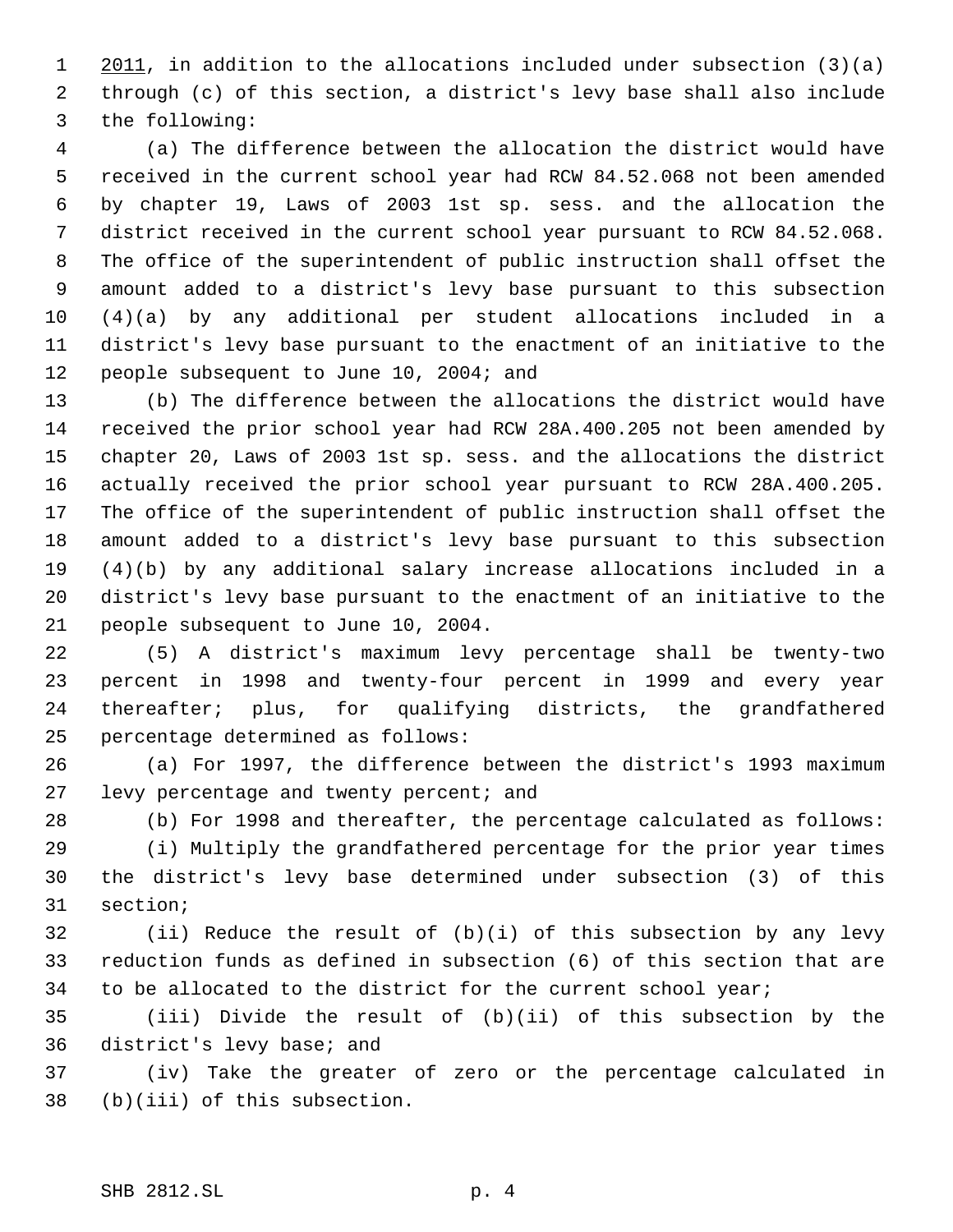2011, in addition to the allocations included under subsection (3)(a) through (c) of this section, a district's levy base shall also include the following:

(a) The difference between the allocation the district would have received in the current school year had RCW 84.52.068 not been amended by chapter 19, Laws of 2003 1st sp. sess. and the allocation the district received in the current school year pursuant to RCW 84.52.068. The office of the superintendent of public instruction shall offset the amount added to a district's levy base pursuant to this subsection (4)(a) by any additional per student allocations included in a district's levy base pursuant to the enactment of an initiative to the people subsequent to June 10, 2004; and

(b) The difference between the allocations the district would have received the prior school year had RCW 28A.400.205 not been amended by chapter 20, Laws of 2003 1st sp. sess. and the allocations the district actually received the prior school year pursuant to RCW 28A.400.205. The office of the superintendent of public instruction shall offset the amount added to a district's levy base pursuant to this subsection (4)(b) by any additional salary increase allocations included in a district's levy base pursuant to the enactment of an initiative to the people subsequent to June 10, 2004.

(5) A district's maximum levy percentage shall be twenty-two percent in 1998 and twenty-four percent in 1999 and every year thereafter; plus, for qualifying districts, the grandfathered percentage determined as follows:

(a) For 1997, the difference between the district's 1993 maximum levy percentage and twenty percent; and

(b) For 1998 and thereafter, the percentage calculated as follows:

(i) Multiply the grandfathered percentage for the prior year times the district's levy base determined under subsection (3) of this section;

(ii) Reduce the result of (b)(i) of this subsection by any levy reduction funds as defined in subsection (6) of this section that are to be allocated to the district for the current school year;

(iii) Divide the result of (b)(ii) of this subsection by the district's levy base; and

(iv) Take the greater of zero or the percentage calculated in (b)(iii) of this subsection.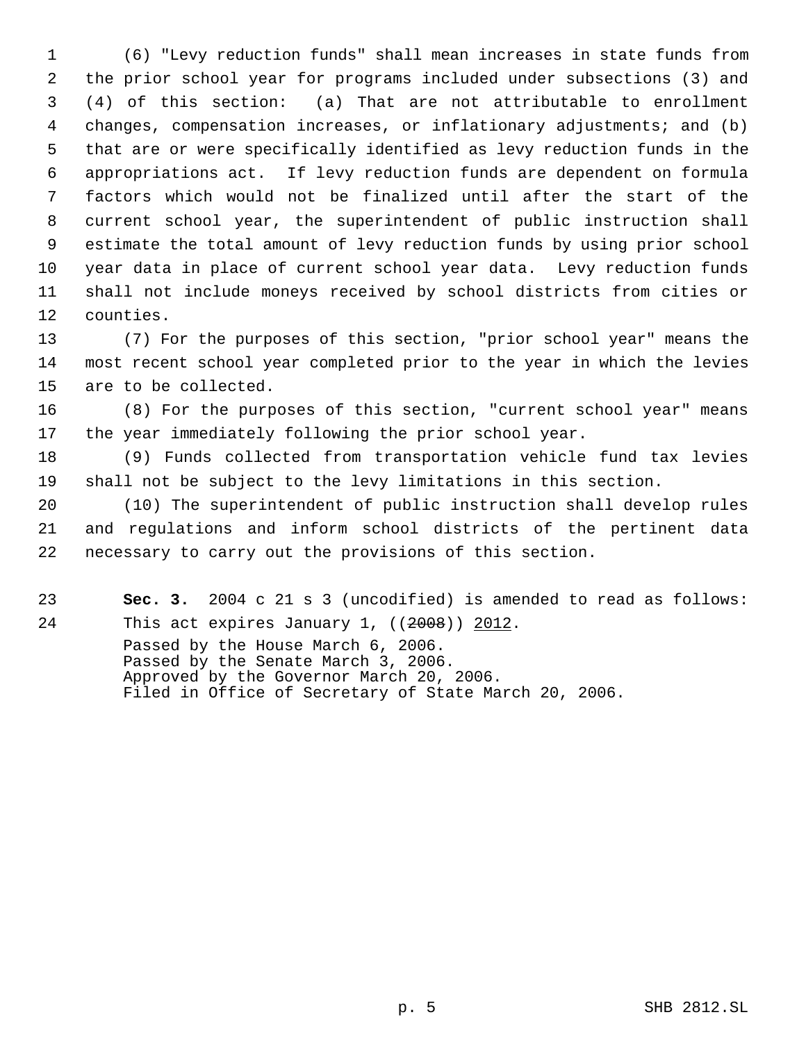(6) "Levy reduction funds" shall mean increases in state funds from the prior school year for programs included under subsections (3) and (4) of this section: (a) That are not attributable to enrollment changes, compensation increases, or inflationary adjustments; and (b) that are or were specifically identified as levy reduction funds in the appropriations act. If levy reduction funds are dependent on formula factors which would not be finalized until after the start of the current school year, the superintendent of public instruction shall estimate the total amount of levy reduction funds by using prior school year data in place of current school year data. Levy reduction funds shall not include moneys received by school districts from cities or counties.

(7) For the purposes of this section, "prior school year" means the most recent school year completed prior to the year in which the levies are to be collected.

(8) For the purposes of this section, "current school year" means the year immediately following the prior school year.

(9) Funds collected from transportation vehicle fund tax levies shall not be subject to the levy limitations in this section.

(10) The superintendent of public instruction shall develop rules and regulations and inform school districts of the pertinent data necessary to carry out the provisions of this section.

**Sec. 3.** 2004 c 21 s 3 (uncodified) is amended to read as follows:

This act expires January 1, ((~~2008~~)) <u>2012</u>.

Passed by the House March 6, 2006.
Passed by the Senate March 3, 2006.
Approved by the Governor March 20, 2006.
Filed in Office of Secretary of State March 20, 2006.